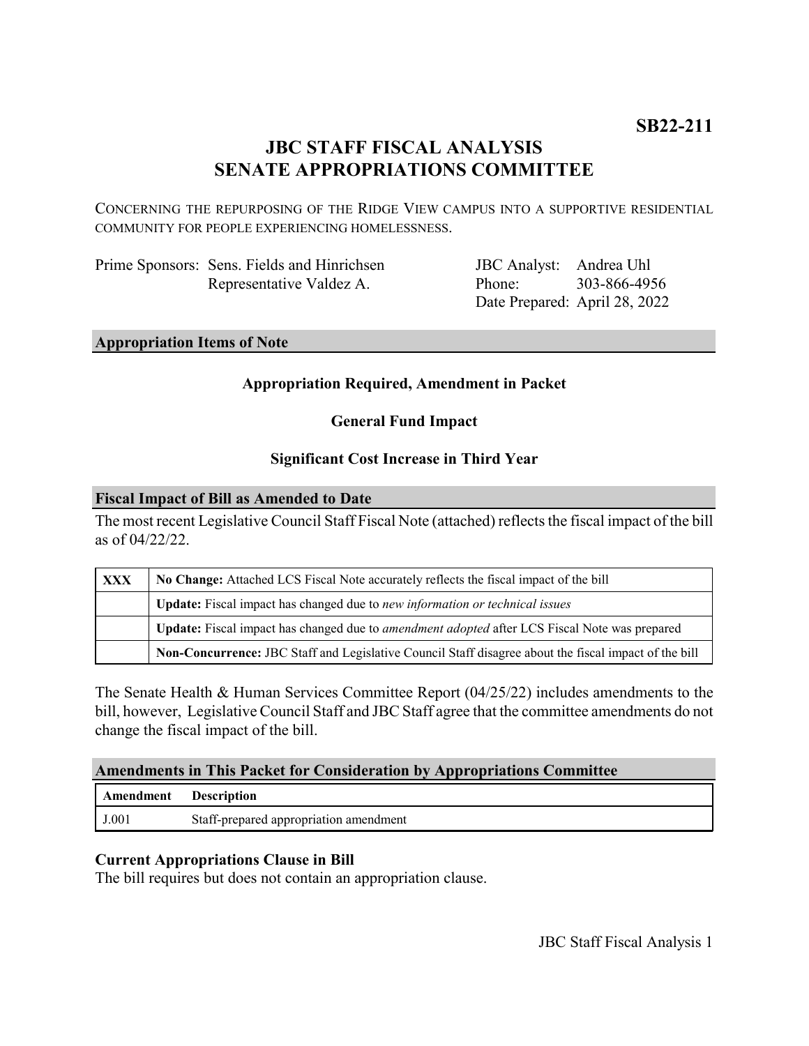**SB22-211**

# JBC STAFF FISCAL ANALYSIS
# SENATE APPROPRIATIONS COMMITTEE

CONCERNING THE REPURPOSING OF THE RIDGE VIEW CAMPUS INTO A SUPPORTIVE RESIDENTIAL COMMUNITY FOR PEOPLE EXPERIENCING HOMELESSNESS.

Prime Sponsors: Sens. Fields and Hinrichsen
Representative Valdez A.

JBC Analyst: Andrea Uhl
Phone: 303-866-4956
Date Prepared: April 28, 2022

## Appropriation Items of Note

**Appropriation Required, Amendment in Packet**

**General Fund Impact**

**Significant Cost Increase in Third Year**

## Fiscal Impact of Bill as Amended to Date

The most recent Legislative Council Staff Fiscal Note (attached) reflects the fiscal impact of the bill as of 04/22/22.

| | |
|---|---|
| **XXX** | **No Change:** Attached LCS Fiscal Note accurately reflects the fiscal impact of the bill |
| | **Update:** Fiscal impact has changed due to *new information or technical issues* |
| | **Update:** Fiscal impact has changed due to *amendment adopted* after LCS Fiscal Note was prepared |
| | **Non-Concurrence:** JBC Staff and Legislative Council Staff disagree about the fiscal impact of the bill |

The Senate Health & Human Services Committee Report (04/25/22) includes amendments to the bill, however, Legislative Council Staff and JBC Staff agree that the committee amendments do not change the fiscal impact of the bill.

## Amendments in This Packet for Consideration by Appropriations Committee

| Amendment | Description |
|---|---|
| J.001 | Staff-prepared appropriation amendment |

### Current Appropriations Clause in Bill

The bill requires but does not contain an appropriation clause.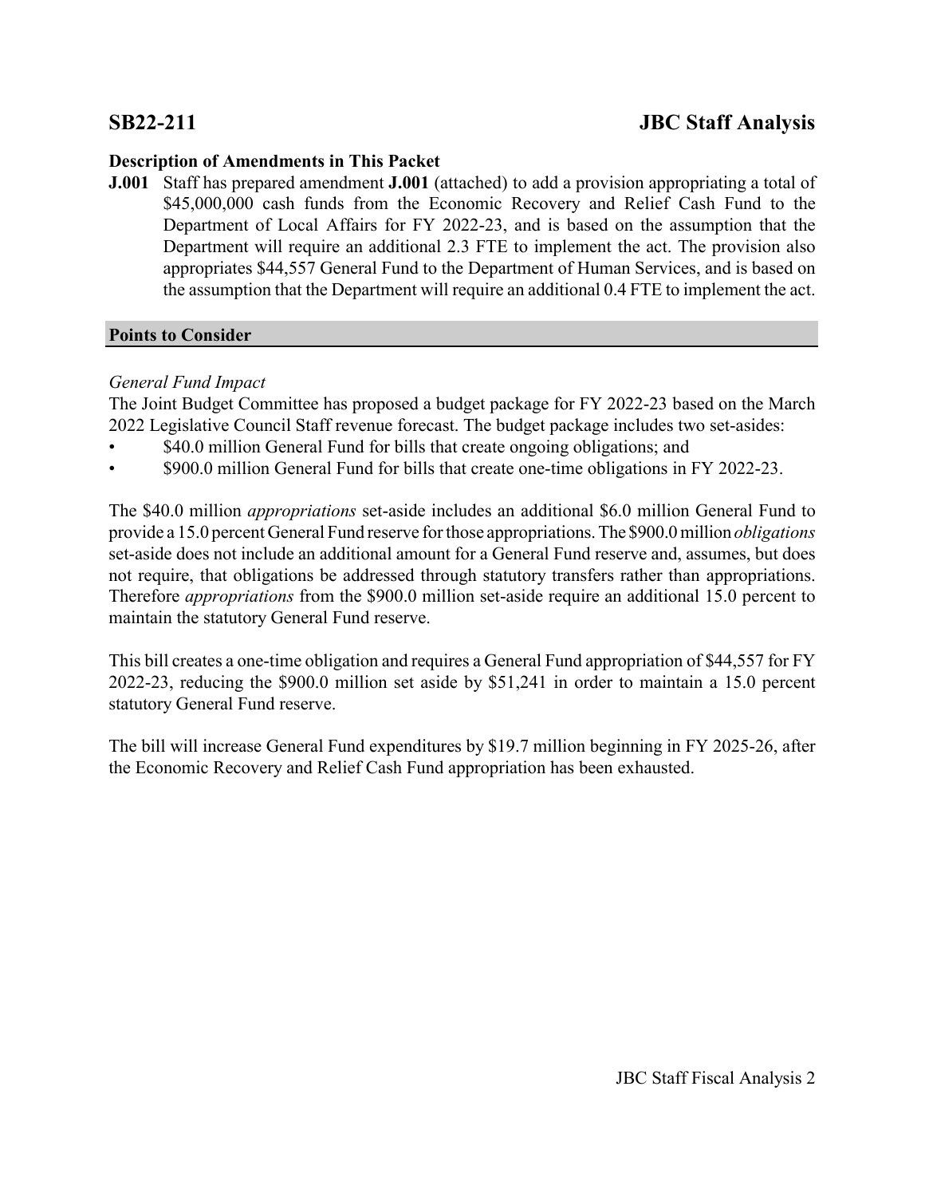## SB22-211 JBC Staff Analysis

**Description of Amendments in This Packet**

**J.001** Staff has prepared amendment **J.001** (attached) to add a provision appropriating a total of $45,000,000 cash funds from the Economic Recovery and Relief Cash Fund to the Department of Local Affairs for FY 2022-23, and is based on the assumption that the Department will require an additional 2.3 FTE to implement the act. The provision also appropriates $44,557 General Fund to the Department of Human Services, and is based on the assumption that the Department will require an additional 0.4 FTE to implement the act.

### Points to Consider

*General Fund Impact*

The Joint Budget Committee has proposed a budget package for FY 2022-23 based on the March 2022 Legislative Council Staff revenue forecast. The budget package includes two set-asides:

- $40.0 million General Fund for bills that create ongoing obligations; and
- $900.0 million General Fund for bills that create one-time obligations in FY 2022-23.

The $40.0 million *appropriations* set-aside includes an additional $6.0 million General Fund to provide a 15.0 percent General Fund reserve for those appropriations. The $900.0 million *obligations* set-aside does not include an additional amount for a General Fund reserve and, assumes, but does not require, that obligations be addressed through statutory transfers rather than appropriations. Therefore *appropriations* from the $900.0 million set-aside require an additional 15.0 percent to maintain the statutory General Fund reserve.

This bill creates a one-time obligation and requires a General Fund appropriation of $44,557 for FY 2022-23, reducing the $900.0 million set aside by $51,241 in order to maintain a 15.0 percent statutory General Fund reserve.

The bill will increase General Fund expenditures by $19.7 million beginning in FY 2025-26, after the Economic Recovery and Relief Cash Fund appropriation has been exhausted.